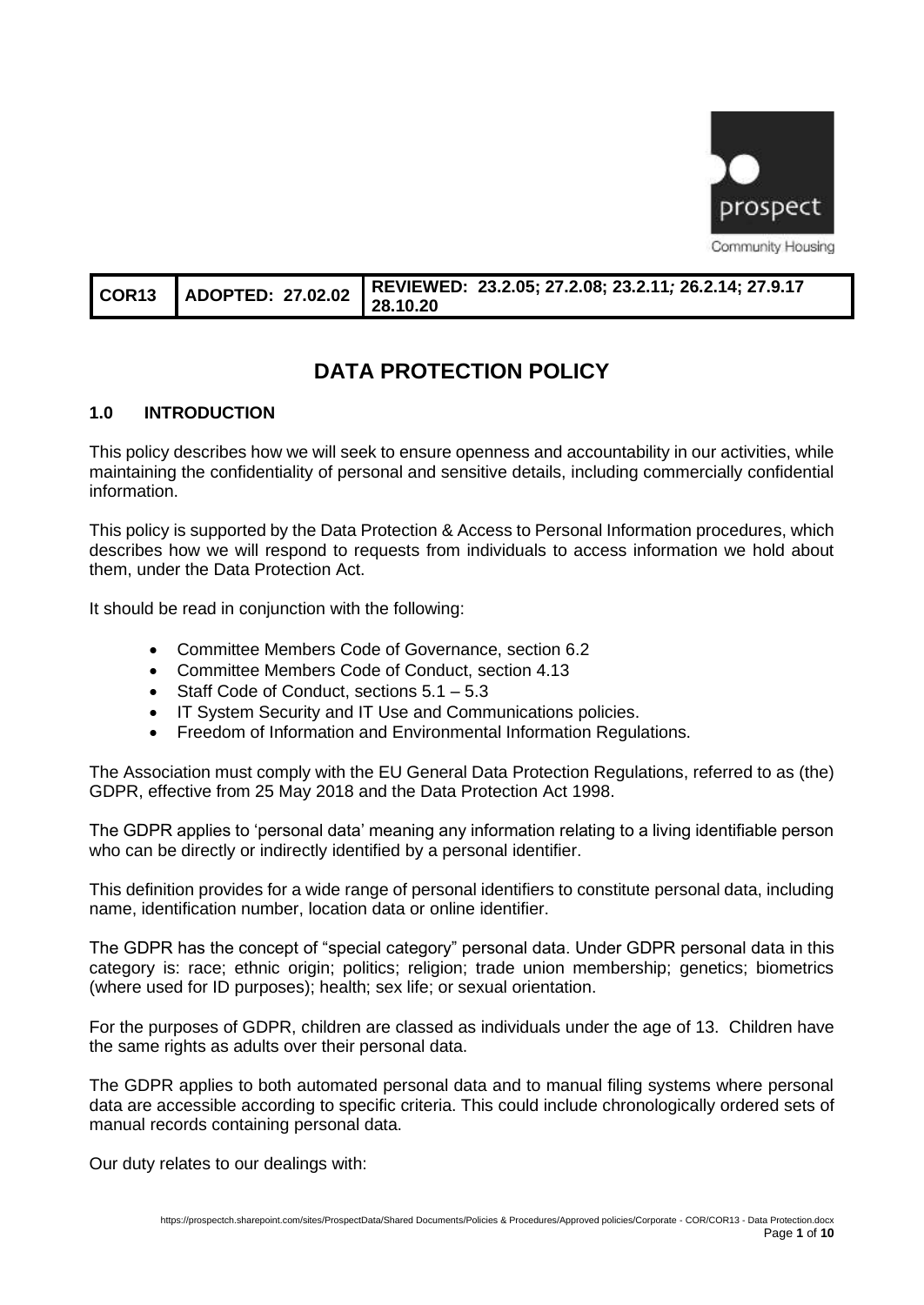| COR13 | ADOPTED: 27.02.02 | REVIEWED: 23.2.05; 27.2.08; 23.2.11; 26.2.14; 27.9.17 28.10.20 |
|---|---|---|

# DATA PROTECTION POLICY

## 1.0 INTRODUCTION

This policy describes how we will seek to ensure openness and accountability in our activities, while maintaining the confidentiality of personal and sensitive details, including commercially confidential information.

This policy is supported by the Data Protection & Access to Personal Information procedures, which describes how we will respond to requests from individuals to access information we hold about them, under the Data Protection Act.

It should be read in conjunction with the following:

- Committee Members Code of Governance, section 6.2
- Committee Members Code of Conduct, section 4.13
- Staff Code of Conduct, sections 5.1 – 5.3
- IT System Security and IT Use and Communications policies.
- Freedom of Information and Environmental Information Regulations.

The Association must comply with the EU General Data Protection Regulations, referred to as (the) GDPR, effective from 25 May 2018 and the Data Protection Act 1998.

The GDPR applies to 'personal data' meaning any information relating to a living identifiable person who can be directly or indirectly identified by a personal identifier.

This definition provides for a wide range of personal identifiers to constitute personal data, including name, identification number, location data or online identifier.

The GDPR has the concept of "special category" personal data. Under GDPR personal data in this category is: race; ethnic origin; politics; religion; trade union membership; genetics; biometrics (where used for ID purposes); health; sex life; or sexual orientation.

For the purposes of GDPR, children are classed as individuals under the age of 13. Children have the same rights as adults over their personal data.

The GDPR applies to both automated personal data and to manual filing systems where personal data are accessible according to specific criteria. This could include chronologically ordered sets of manual records containing personal data.

Our duty relates to our dealings with: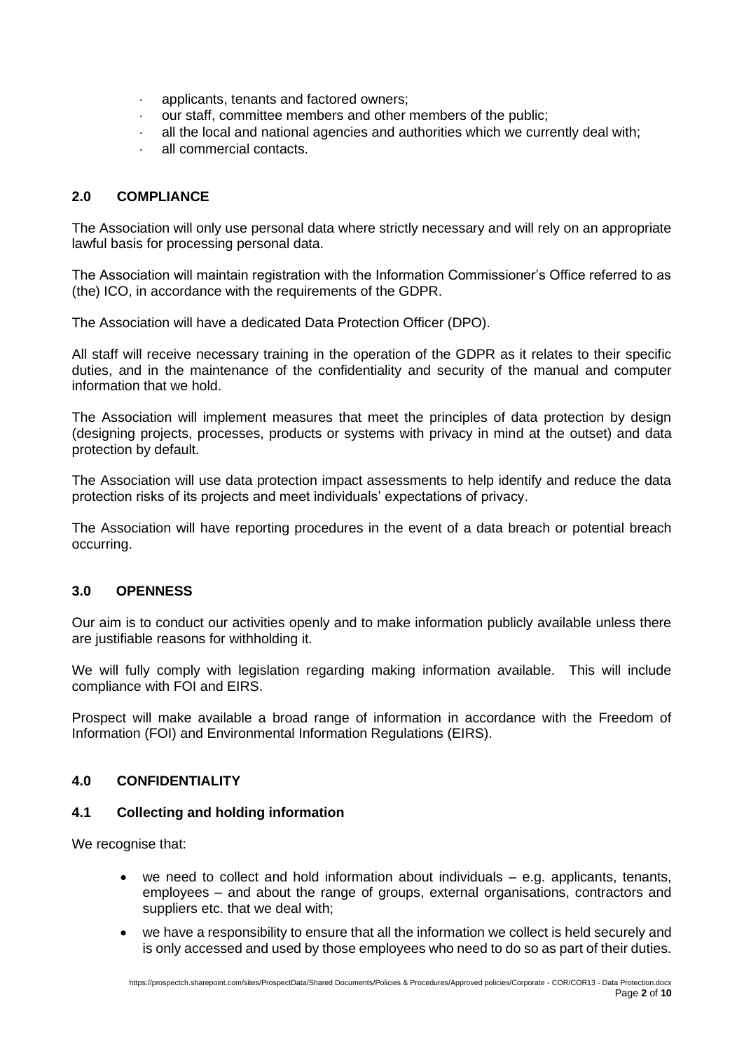- applicants, tenants and factored owners;
- our staff, committee members and other members of the public;
- all the local and national agencies and authorities which we currently deal with;
- all commercial contacts.

## 2.0 COMPLIANCE

The Association will only use personal data where strictly necessary and will rely on an appropriate lawful basis for processing personal data.

The Association will maintain registration with the Information Commissioner's Office referred to as (the) ICO, in accordance with the requirements of the GDPR.

The Association will have a dedicated Data Protection Officer (DPO).

All staff will receive necessary training in the operation of the GDPR as it relates to their specific duties, and in the maintenance of the confidentiality and security of the manual and computer information that we hold.

The Association will implement measures that meet the principles of data protection by design (designing projects, processes, products or systems with privacy in mind at the outset) and data protection by default.

The Association will use data protection impact assessments to help identify and reduce the data protection risks of its projects and meet individuals' expectations of privacy.

The Association will have reporting procedures in the event of a data breach or potential breach occurring.

## 3.0 OPENNESS

Our aim is to conduct our activities openly and to make information publicly available unless there are justifiable reasons for withholding it.

We will fully comply with legislation regarding making information available. This will include compliance with FOI and EIRS.

Prospect will make available a broad range of information in accordance with the Freedom of Information (FOI) and Environmental Information Regulations (EIRS).

## 4.0 CONFIDENTIALITY

### 4.1 Collecting and holding information

We recognise that:

- we need to collect and hold information about individuals – e.g. applicants, tenants, employees – and about the range of groups, external organisations, contractors and suppliers etc. that we deal with;
- we have a responsibility to ensure that all the information we collect is held securely and is only accessed and used by those employees who need to do so as part of their duties.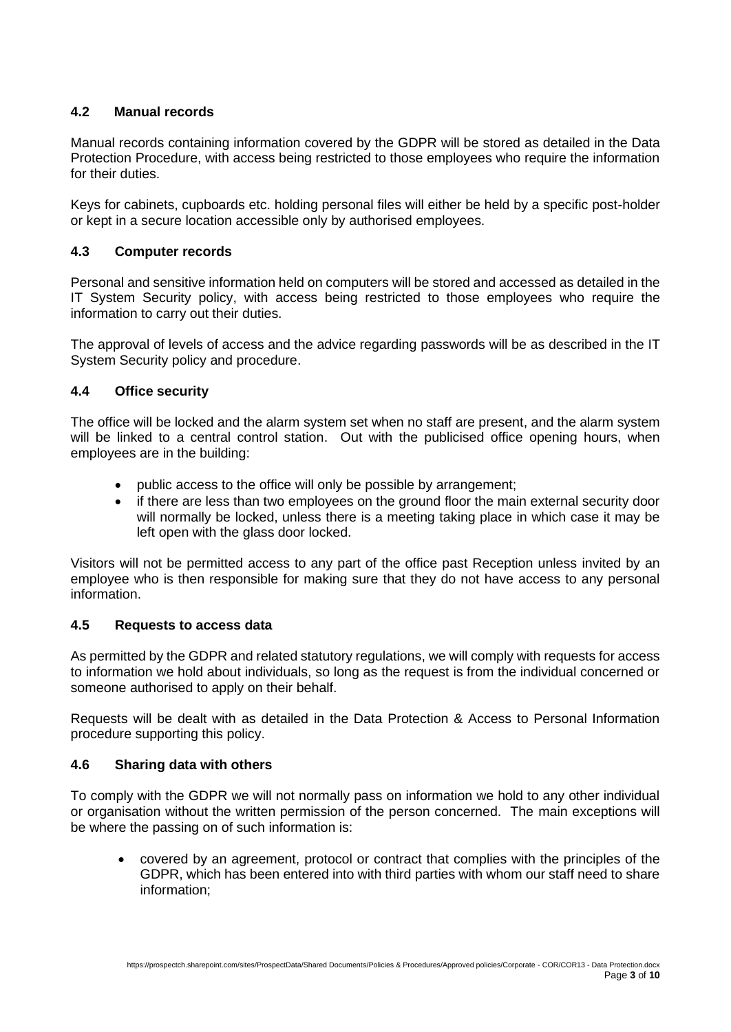### 4.2 Manual records

Manual records containing information covered by the GDPR will be stored as detailed in the Data Protection Procedure, with access being restricted to those employees who require the information for their duties.

Keys for cabinets, cupboards etc. holding personal files will either be held by a specific post-holder or kept in a secure location accessible only by authorised employees.

### 4.3 Computer records

Personal and sensitive information held on computers will be stored and accessed as detailed in the IT System Security policy, with access being restricted to those employees who require the information to carry out their duties.

The approval of levels of access and the advice regarding passwords will be as described in the IT System Security policy and procedure.

### 4.4 Office security

The office will be locked and the alarm system set when no staff are present, and the alarm system will be linked to a central control station. Out with the publicised office opening hours, when employees are in the building:

- public access to the office will only be possible by arrangement;
- if there are less than two employees on the ground floor the main external security door will normally be locked, unless there is a meeting taking place in which case it may be left open with the glass door locked.

Visitors will not be permitted access to any part of the office past Reception unless invited by an employee who is then responsible for making sure that they do not have access to any personal information.

### 4.5 Requests to access data

As permitted by the GDPR and related statutory regulations, we will comply with requests for access to information we hold about individuals, so long as the request is from the individual concerned or someone authorised to apply on their behalf.

Requests will be dealt with as detailed in the Data Protection & Access to Personal Information procedure supporting this policy.

### 4.6 Sharing data with others

To comply with the GDPR we will not normally pass on information we hold to any other individual or organisation without the written permission of the person concerned. The main exceptions will be where the passing on of such information is:

- covered by an agreement, protocol or contract that complies with the principles of the GDPR, which has been entered into with third parties with whom our staff need to share information;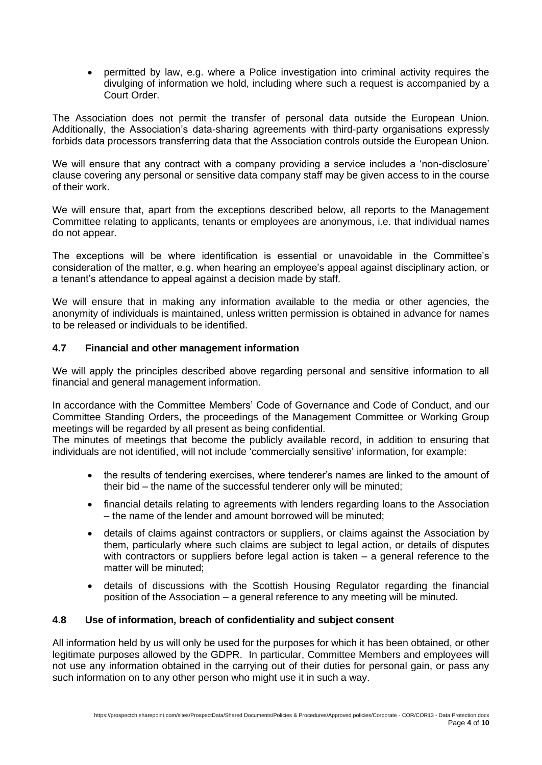- permitted by law, e.g. where a Police investigation into criminal activity requires the divulging of information we hold, including where such a request is accompanied by a Court Order.

The Association does not permit the transfer of personal data outside the European Union. Additionally, the Association's data-sharing agreements with third-party organisations expressly forbids data processors transferring data that the Association controls outside the European Union.

We will ensure that any contract with a company providing a service includes a 'non-disclosure' clause covering any personal or sensitive data company staff may be given access to in the course of their work.

We will ensure that, apart from the exceptions described below, all reports to the Management Committee relating to applicants, tenants or employees are anonymous, i.e. that individual names do not appear.

The exceptions will be where identification is essential or unavoidable in the Committee's consideration of the matter, e.g. when hearing an employee's appeal against disciplinary action, or a tenant's attendance to appeal against a decision made by staff.

We will ensure that in making any information available to the media or other agencies, the anonymity of individuals is maintained, unless written permission is obtained in advance for names to be released or individuals to be identified.

### 4.7 Financial and other management information

We will apply the principles described above regarding personal and sensitive information to all financial and general management information.

In accordance with the Committee Members' Code of Governance and Code of Conduct, and our Committee Standing Orders, the proceedings of the Management Committee or Working Group meetings will be regarded by all present as being confidential.

The minutes of meetings that become the publicly available record, in addition to ensuring that individuals are not identified, will not include 'commercially sensitive' information, for example:

- the results of tendering exercises, where tenderer's names are linked to the amount of their bid – the name of the successful tenderer only will be minuted;
- financial details relating to agreements with lenders regarding loans to the Association – the name of the lender and amount borrowed will be minuted;
- details of claims against contractors or suppliers, or claims against the Association by them, particularly where such claims are subject to legal action, or details of disputes with contractors or suppliers before legal action is taken – a general reference to the matter will be minuted;
- details of discussions with the Scottish Housing Regulator regarding the financial position of the Association – a general reference to any meeting will be minuted.

### 4.8 Use of information, breach of confidentiality and subject consent

All information held by us will only be used for the purposes for which it has been obtained, or other legitimate purposes allowed by the GDPR. In particular, Committee Members and employees will not use any information obtained in the carrying out of their duties for personal gain, or pass any such information on to any other person who might use it in such a way.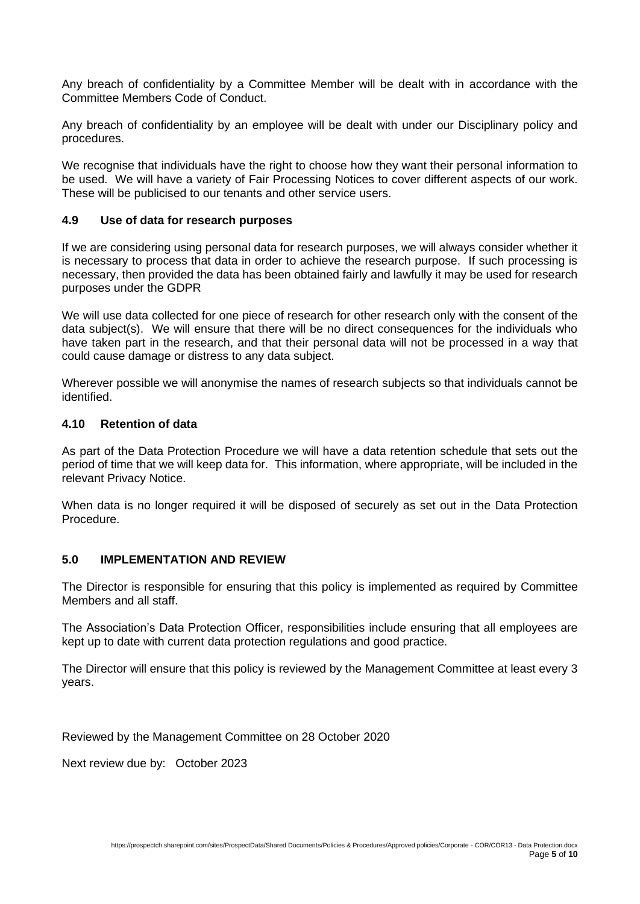Any breach of confidentiality by a Committee Member will be dealt with in accordance with the Committee Members Code of Conduct.

Any breach of confidentiality by an employee will be dealt with under our Disciplinary policy and procedures.

We recognise that individuals have the right to choose how they want their personal information to be used. We will have a variety of Fair Processing Notices to cover different aspects of our work. These will be publicised to our tenants and other service users.

### 4.9 Use of data for research purposes

If we are considering using personal data for research purposes, we will always consider whether it is necessary to process that data in order to achieve the research purpose. If such processing is necessary, then provided the data has been obtained fairly and lawfully it may be used for research purposes under the GDPR

We will use data collected for one piece of research for other research only with the consent of the data subject(s). We will ensure that there will be no direct consequences for the individuals who have taken part in the research, and that their personal data will not be processed in a way that could cause damage or distress to any data subject.

Wherever possible we will anonymise the names of research subjects so that individuals cannot be identified.

### 4.10 Retention of data

As part of the Data Protection Procedure we will have a data retention schedule that sets out the period of time that we will keep data for. This information, where appropriate, will be included in the relevant Privacy Notice.

When data is no longer required it will be disposed of securely as set out in the Data Protection Procedure.

## 5.0 IMPLEMENTATION AND REVIEW

The Director is responsible for ensuring that this policy is implemented as required by Committee Members and all staff.

The Association's Data Protection Officer, responsibilities include ensuring that all employees are kept up to date with current data protection regulations and good practice.

The Director will ensure that this policy is reviewed by the Management Committee at least every 3 years.

Reviewed by the Management Committee on 28 October 2020

Next review due by: October 2023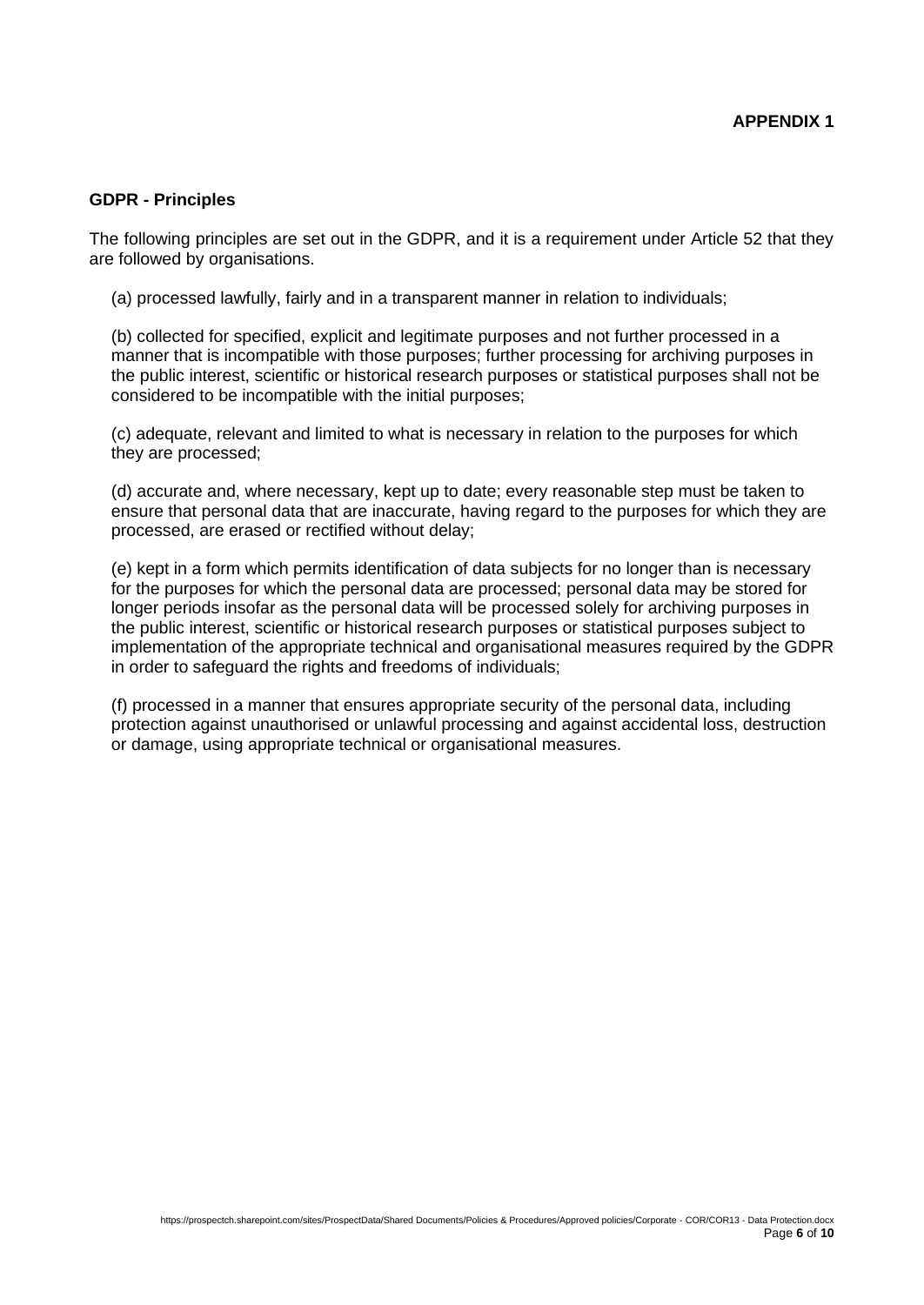**APPENDIX 1**

**GDPR - Principles**

The following principles are set out in the GDPR, and it is a requirement under Article 52 that they are followed by organisations.

(a) processed lawfully, fairly and in a transparent manner in relation to individuals;

(b) collected for specified, explicit and legitimate purposes and not further processed in a manner that is incompatible with those purposes; further processing for archiving purposes in the public interest, scientific or historical research purposes or statistical purposes shall not be considered to be incompatible with the initial purposes;

(c) adequate, relevant and limited to what is necessary in relation to the purposes for which they are processed;

(d) accurate and, where necessary, kept up to date; every reasonable step must be taken to ensure that personal data that are inaccurate, having regard to the purposes for which they are processed, are erased or rectified without delay;

(e) kept in a form which permits identification of data subjects for no longer than is necessary for the purposes for which the personal data are processed; personal data may be stored for longer periods insofar as the personal data will be processed solely for archiving purposes in the public interest, scientific or historical research purposes or statistical purposes subject to implementation of the appropriate technical and organisational measures required by the GDPR in order to safeguard the rights and freedoms of individuals;

(f) processed in a manner that ensures appropriate security of the personal data, including protection against unauthorised or unlawful processing and against accidental loss, destruction or damage, using appropriate technical or organisational measures.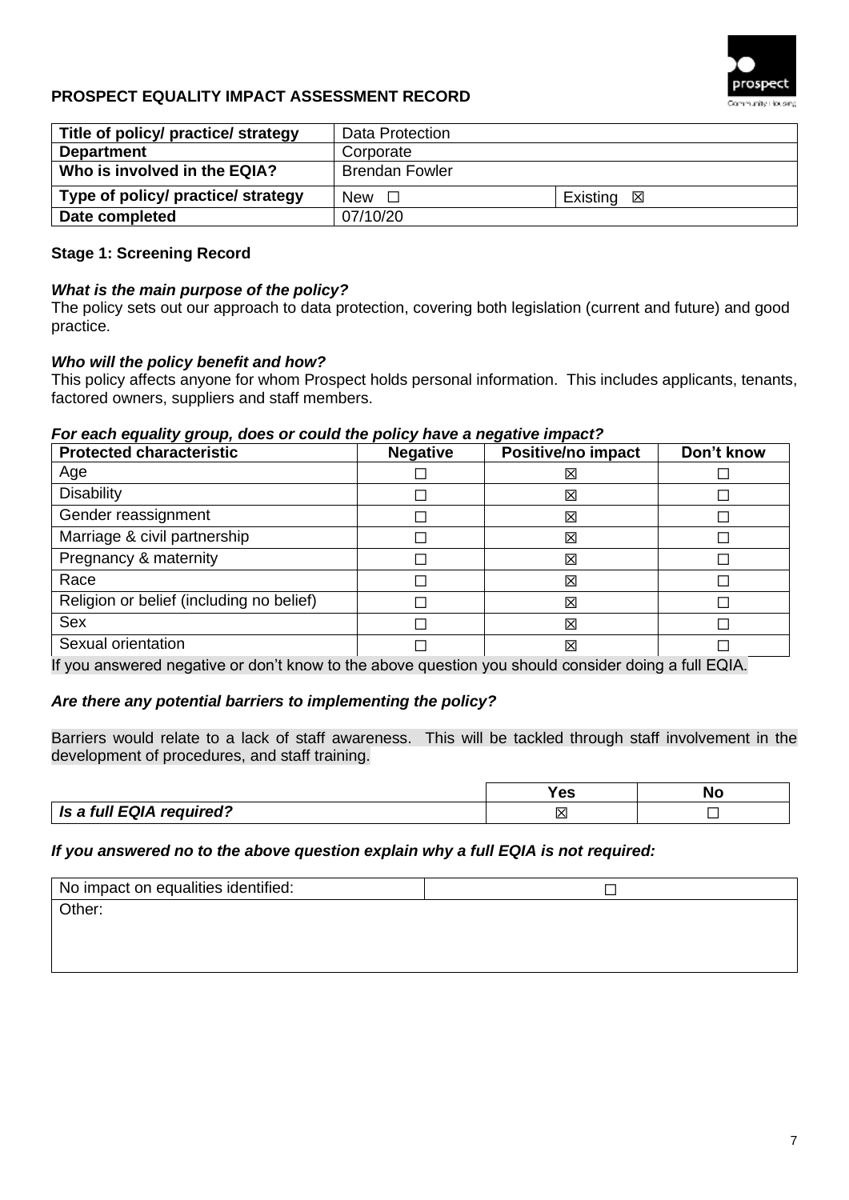## PROSPECT EQUALITY IMPACT ASSESSMENT RECORD

| **Title of policy/ practice/ strategy** | Data Protection | |
|---|---|---|
| **Department** | Corporate | |
| **Who is involved in the EQIA?** | Brendan Fowler | |
| **Type of policy/ practice/ strategy** | New ☐ | Existing ☒ |
| **Date completed** | 07/10/20 | |

### Stage 1: Screening Record

***What is the main purpose of the policy?***

The policy sets out our approach to data protection, covering both legislation (current and future) and good practice.

***Who will the policy benefit and how?***

This policy affects anyone for whom Prospect holds personal information. This includes applicants, tenants, factored owners, suppliers and staff members.

***For each equality group, does or could the policy have a negative impact?***

| **Protected characteristic** | **Negative** | **Positive/no impact** | **Don't know** |
|---|---|---|---|
| Age | ☐ | ☒ | ☐ |
| Disability | ☐ | ☒ | ☐ |
| Gender reassignment | ☐ | ☒ | ☐ |
| Marriage & civil partnership | ☐ | ☒ | ☐ |
| Pregnancy & maternity | ☐ | ☒ | ☐ |
| Race | ☐ | ☒ | ☐ |
| Religion or belief (including no belief) | ☐ | ☒ | ☐ |
| Sex | ☐ | ☒ | ☐ |
| Sexual orientation | ☐ | ☒ | ☐ |

If you answered negative or don't know to the above question you should consider doing a full EQIA.

***Are there any potential barriers to implementing the policy?***

Barriers would relate to a lack of staff awareness. This will be tackled through staff involvement in the development of procedures, and staff training.

| | **Yes** | **No** |
|---|---|---|
| ***Is a full EQIA required?*** | ☒ | ☐ |

***If you answered no to the above question explain why a full EQIA is not required:***

| No impact on equalities identified: | ☐ |
|---|---|
| Other: | |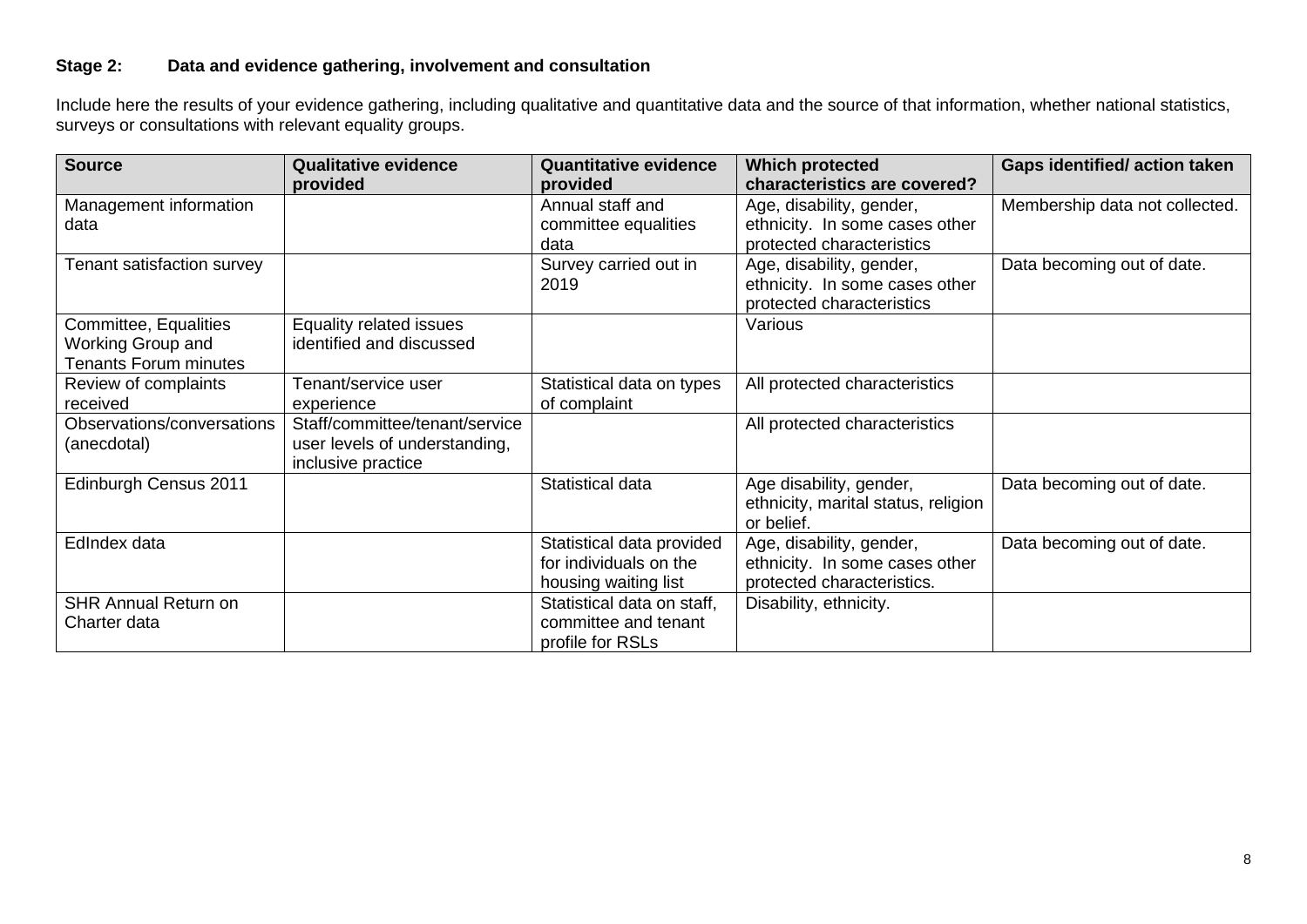**Stage 2: Data and evidence gathering, involvement and consultation**

Include here the results of your evidence gathering, including qualitative and quantitative data and the source of that information, whether national statistics, surveys or consultations with relevant equality groups.

| Source | Qualitative evidence provided | Quantitative evidence provided | Which protected characteristics are covered? | Gaps identified/ action taken |
| --- | --- | --- | --- | --- |
| Management information data | | Annual staff and committee equalities data | Age, disability, gender, ethnicity. In some cases other protected characteristics | Membership data not collected. |
| Tenant satisfaction survey | | Survey carried out in 2019 | Age, disability, gender, ethnicity. In some cases other protected characteristics | Data becoming out of date. |
| Committee, Equalities Working Group and Tenants Forum minutes | Equality related issues identified and discussed | | Various | |
| Review of complaints received | Tenant/service user experience | Statistical data on types of complaint | All protected characteristics | |
| Observations/conversations (anecdotal) | Staff/committee/tenant/service user levels of understanding, inclusive practice | | All protected characteristics | |
| Edinburgh Census 2011 | | Statistical data | Age disability, gender, ethnicity, marital status, religion or belief. | Data becoming out of date. |
| EdIndex data | | Statistical data provided for individuals on the housing waiting list | Age, disability, gender, ethnicity. In some cases other protected characteristics. | Data becoming out of date. |
| SHR Annual Return on Charter data | | Statistical data on staff, committee and tenant profile for RSLs | Disability, ethnicity. | |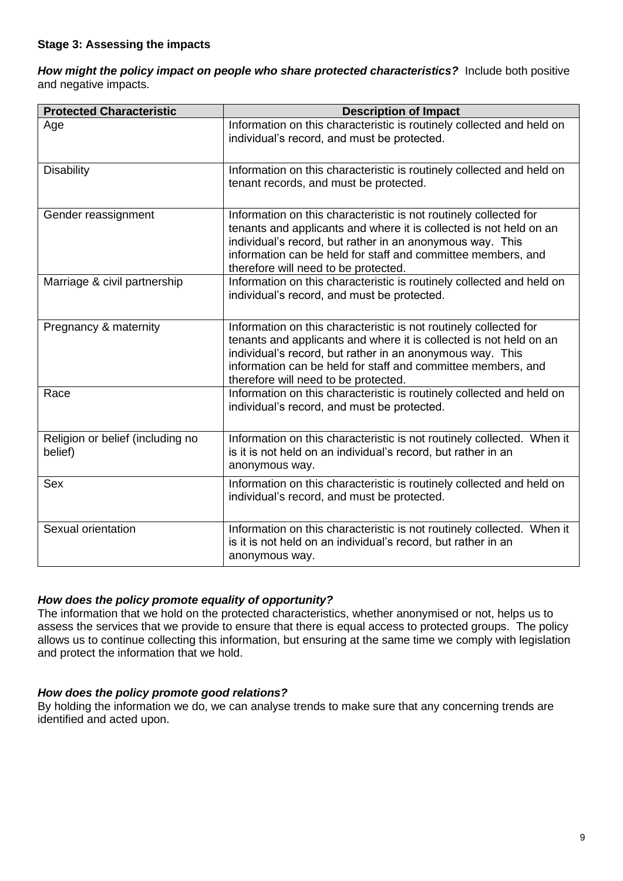**Stage 3: Assessing the impacts**

***How might the policy impact on people who share protected characteristics?*** Include both positive and negative impacts.

| Protected Characteristic | Description of Impact |
|---|---|
| Age | Information on this characteristic is routinely collected and held on individual's record, and must be protected. |
| Disability | Information on this characteristic is routinely collected and held on tenant records, and must be protected. |
| Gender reassignment | Information on this characteristic is not routinely collected for tenants and applicants and where it is collected is not held on an individual's record, but rather in an anonymous way. This information can be held for staff and committee members, and therefore will need to be protected. |
| Marriage & civil partnership | Information on this characteristic is routinely collected and held on individual's record, and must be protected. |
| Pregnancy & maternity | Information on this characteristic is not routinely collected for tenants and applicants and where it is collected is not held on an individual's record, but rather in an anonymous way. This information can be held for staff and committee members, and therefore will need to be protected. |
| Race | Information on this characteristic is routinely collected and held on individual's record, and must be protected. |
| Religion or belief (including no belief) | Information on this characteristic is not routinely collected. When it is it is not held on an individual's record, but rather in an anonymous way. |
| Sex | Information on this characteristic is routinely collected and held on individual's record, and must be protected. |
| Sexual orientation | Information on this characteristic is not routinely collected. When it is it is not held on an individual's record, but rather in an anonymous way. |

***How does the policy promote equality of opportunity?***

The information that we hold on the protected characteristics, whether anonymised or not, helps us to assess the services that we provide to ensure that there is equal access to protected groups. The policy allows us to continue collecting this information, but ensuring at the same time we comply with legislation and protect the information that we hold.

***How does the policy promote good relations?***

By holding the information we do, we can analyse trends to make sure that any concerning trends are identified and acted upon.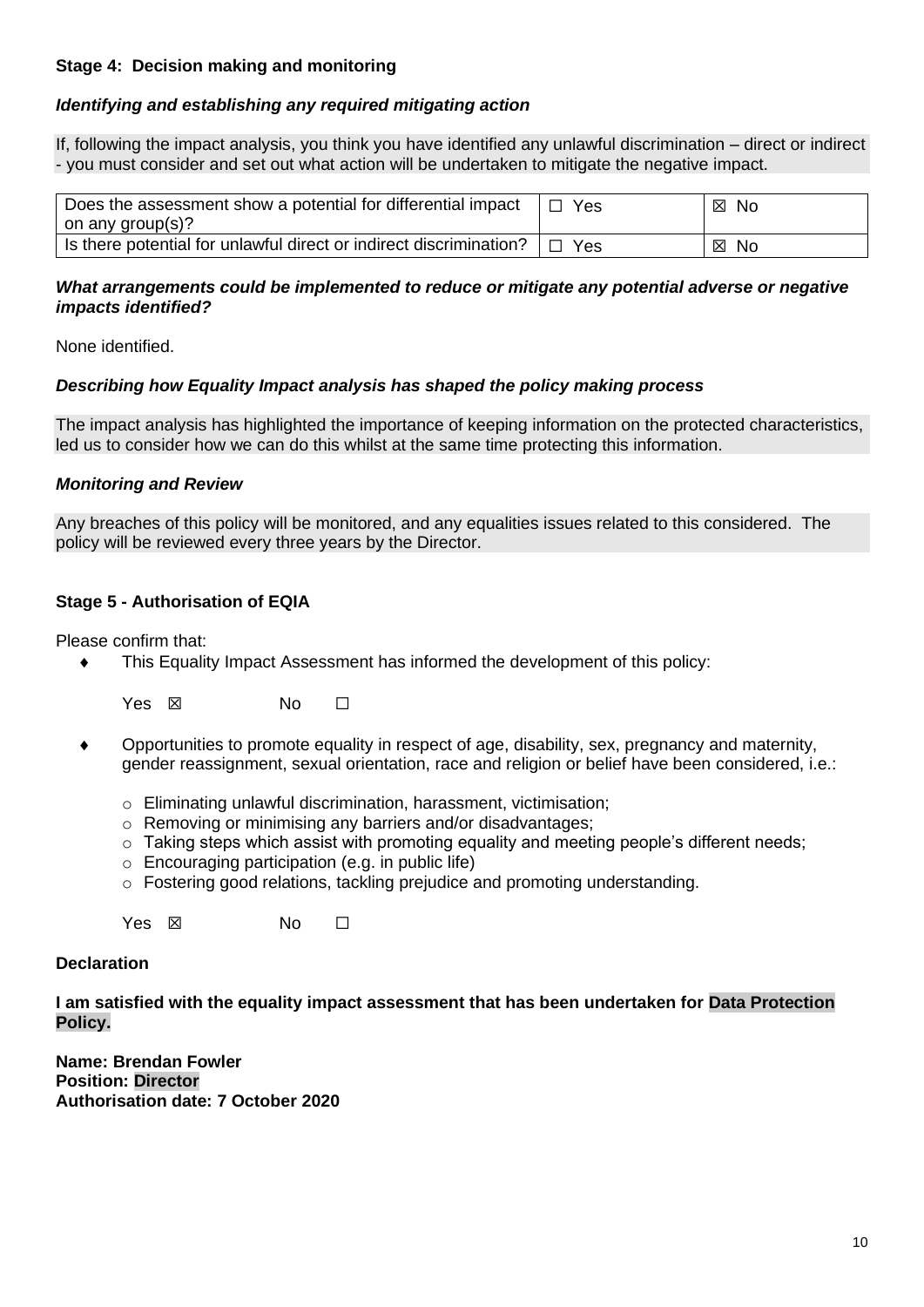**Stage 4: Decision making and monitoring**

***Identifying and establishing any required mitigating action***

If, following the impact analysis, you think you have identified any unlawful discrimination – direct or indirect - you must consider and set out what action will be undertaken to mitigate the negative impact.

| | | |
|---|---|---|
| Does the assessment show a potential for differential impact on any group(s)? | ☐ Yes | ☒ No |
| Is there potential for unlawful direct or indirect discrimination? | ☐ Yes | ☒ No |

***What arrangements could be implemented to reduce or mitigate any potential adverse or negative impacts identified?***

None identified.

***Describing how Equality Impact analysis has shaped the policy making process***

The impact analysis has highlighted the importance of keeping information on the protected characteristics, led us to consider how we can do this whilst at the same time protecting this information.

***Monitoring and Review***

Any breaches of this policy will be monitored, and any equalities issues related to this considered. The policy will be reviewed every three years by the Director.

**Stage 5 - Authorisation of EQIA**

Please confirm that:

- This Equality Impact Assessment has informed the development of this policy:

  Yes ☒ No ☐

- Opportunities to promote equality in respect of age, disability, sex, pregnancy and maternity, gender reassignment, sexual orientation, race and religion or belief have been considered, i.e.:

  - Eliminating unlawful discrimination, harassment, victimisation;
  - Removing or minimising any barriers and/or disadvantages;
  - Taking steps which assist with promoting equality and meeting people's different needs;
  - Encouraging participation (e.g. in public life)
  - Fostering good relations, tackling prejudice and promoting understanding.

  Yes ☒ No ☐

**Declaration**

**I am satisfied with the equality impact assessment that has been undertaken for Data Protection Policy.**

**Name: Brendan Fowler**
**Position: Director**
**Authorisation date: 7 October 2020**